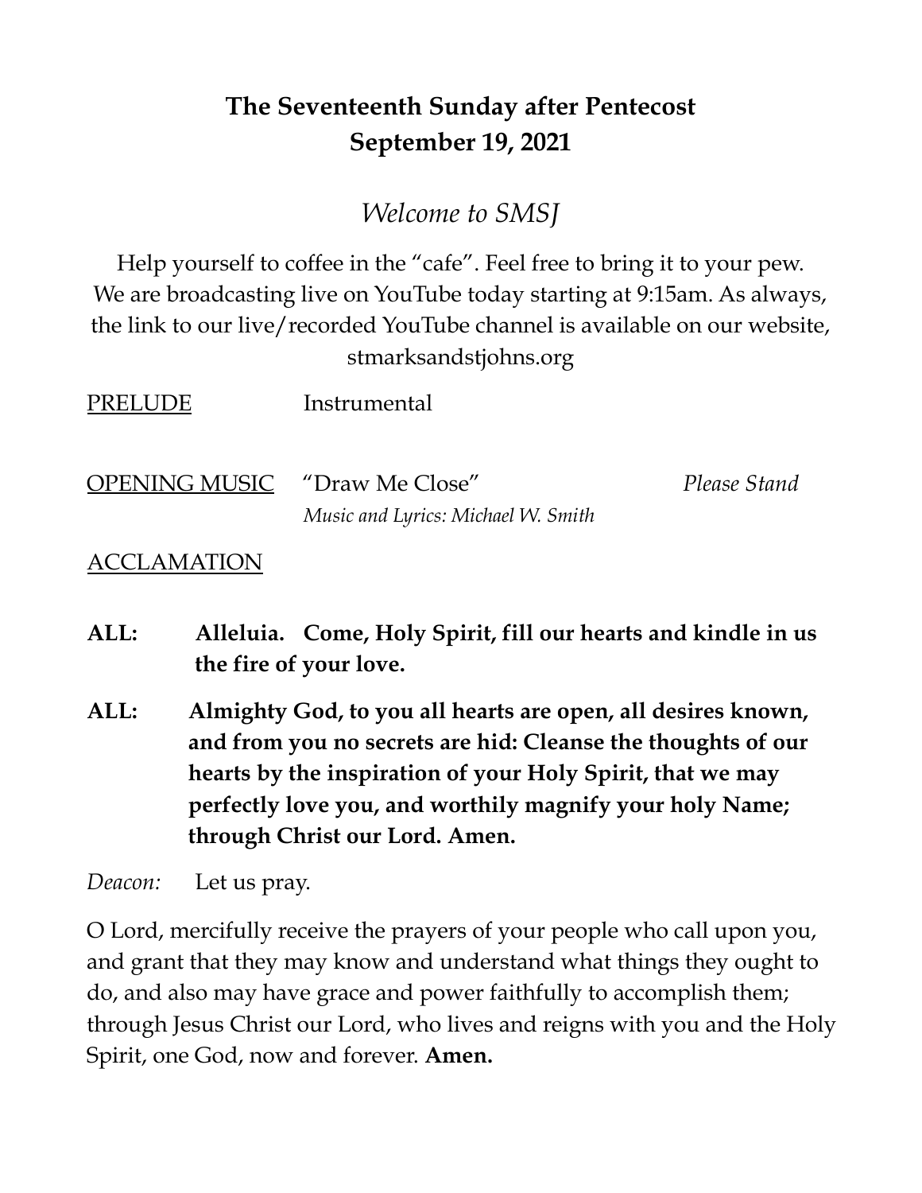# The Seventeenth Sunday after Pentecost
# September 19, 2021

*Welcome to SMSJ*

Help yourself to coffee in the "cafe". Feel free to bring it to your pew. We are broadcasting live on YouTube today starting at 9:15am. As always, the link to our live/recorded YouTube channel is available on our website, stmarksandstjohns.org

PRELUDE Instrumental

OPENING MUSIC "Draw Me Close" *Please Stand*
*Music and Lyrics: Michael W. Smith*

ACCLAMATION

**ALL: Alleluia. Come, Holy Spirit, fill our hearts and kindle in us the fire of your love.**

**ALL: Almighty God, to you all hearts are open, all desires known, and from you no secrets are hid: Cleanse the thoughts of our hearts by the inspiration of your Holy Spirit, that we may perfectly love you, and worthily magnify your holy Name; through Christ our Lord. Amen.**

*Deacon:* Let us pray.

O Lord, mercifully receive the prayers of your people who call upon you, and grant that they may know and understand what things they ought to do, and also may have grace and power faithfully to accomplish them; through Jesus Christ our Lord, who lives and reigns with you and the Holy Spirit, one God, now and forever. **Amen.**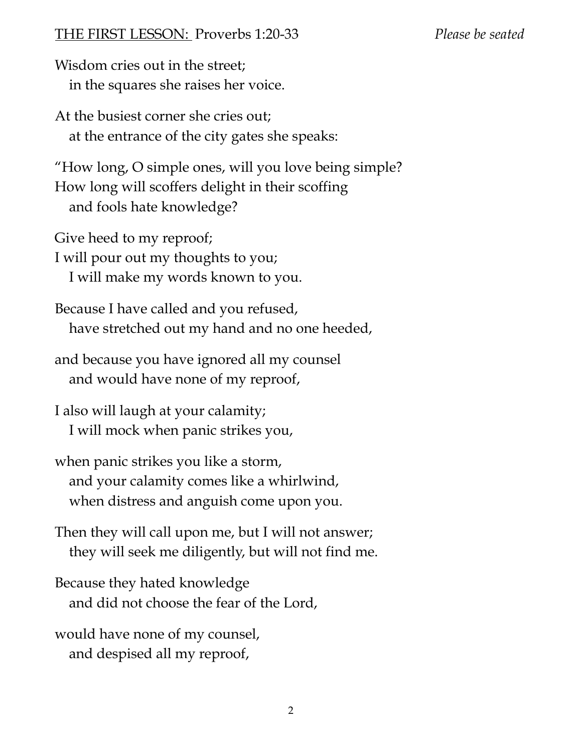<u>THE FIRST LESSON:</u> Proverbs 1:20-33 *Please be seated*

Wisdom cries out in the street;
   in the squares she raises her voice.

At the busiest corner she cries out;
   at the entrance of the city gates she speaks:

"How long, O simple ones, will you love being simple?
How long will scoffers delight in their scoffing
   and fools hate knowledge?

Give heed to my reproof;
I will pour out my thoughts to you;
   I will make my words known to you.

Because I have called and you refused,
   have stretched out my hand and no one heeded,

and because you have ignored all my counsel
   and would have none of my reproof,

I also will laugh at your calamity;
   I will mock when panic strikes you,

when panic strikes you like a storm,
   and your calamity comes like a whirlwind,
   when distress and anguish come upon you.

Then they will call upon me, but I will not answer;
   they will seek me diligently, but will not find me.

Because they hated knowledge
   and did not choose the fear of the Lord,

would have none of my counsel,
   and despised all my reproof,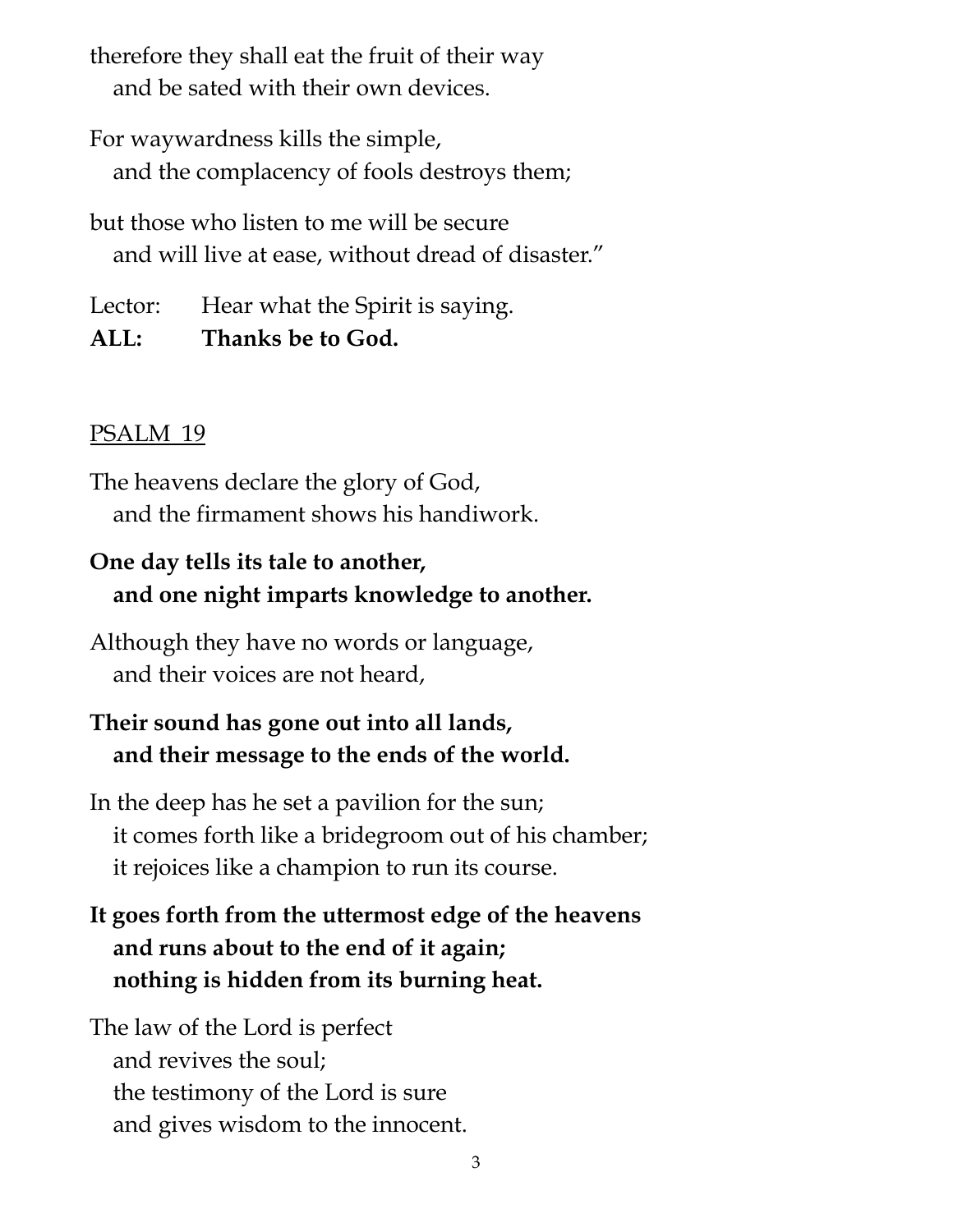therefore they shall eat the fruit of their way
   and be sated with their own devices.

For waywardness kills the simple,
   and the complacency of fools destroys them;

but those who listen to me will be secure
   and will live at ease, without dread of disaster."

Lector: Hear what the Spirit is saying.
**ALL: Thanks be to God.**

PSALM 19

The heavens declare the glory of God,
   and the firmament shows his handiwork.

**One day tells its tale to another,**
   **and one night imparts knowledge to another.**

Although they have no words or language,
   and their voices are not heard,

**Their sound has gone out into all lands,**
   **and their message to the ends of the world.**

In the deep has he set a pavilion for the sun;
   it comes forth like a bridegroom out of his chamber;
   it rejoices like a champion to run its course.

**It goes forth from the uttermost edge of the heavens**
   **and runs about to the end of it again;**
   **nothing is hidden from its burning heat.**

The law of the Lord is perfect
   and revives the soul;
   the testimony of the Lord is sure
   and gives wisdom to the innocent.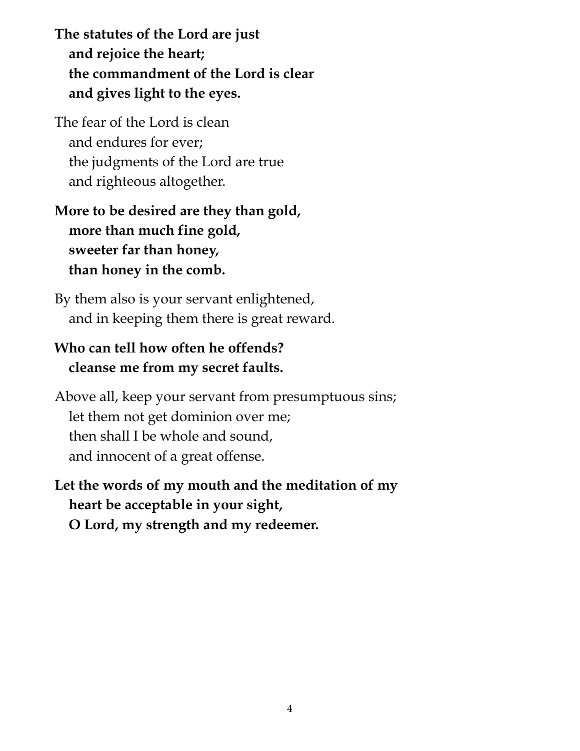**The statutes of the Lord are just**
**and rejoice the heart;**
**the commandment of the Lord is clear**
**and gives light to the eyes.**

The fear of the Lord is clean
and endures for ever;
the judgments of the Lord are true
and righteous altogether.

**More to be desired are they than gold,**
**more than much fine gold,**
**sweeter far than honey,**
**than honey in the comb.**

By them also is your servant enlightened,
and in keeping them there is great reward.

**Who can tell how often he offends?**
**cleanse me from my secret faults.**

Above all, keep your servant from presumptuous sins;
let them not get dominion over me;
then shall I be whole and sound,
and innocent of a great offense.

**Let the words of my mouth and the meditation of my**
**heart be acceptable in your sight,**
**O Lord, my strength and my redeemer.**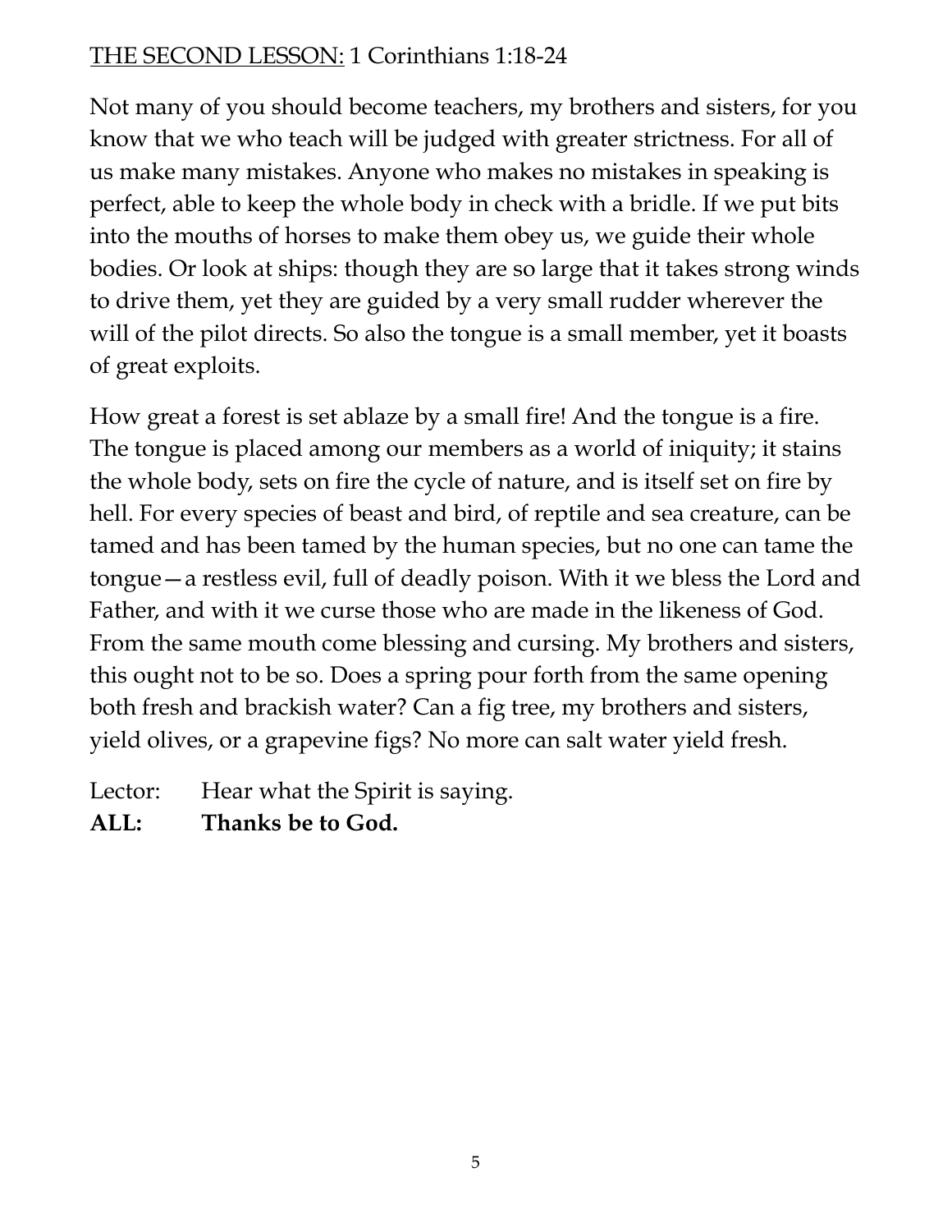<u>THE SECOND LESSON:</u> 1 Corinthians 1:18-24

Not many of you should become teachers, my brothers and sisters, for you know that we who teach will be judged with greater strictness. For all of us make many mistakes. Anyone who makes no mistakes in speaking is perfect, able to keep the whole body in check with a bridle. If we put bits into the mouths of horses to make them obey us, we guide their whole bodies. Or look at ships: though they are so large that it takes strong winds to drive them, yet they are guided by a very small rudder wherever the will of the pilot directs. So also the tongue is a small member, yet it boasts of great exploits.

How great a forest is set ablaze by a small fire! And the tongue is a fire. The tongue is placed among our members as a world of iniquity; it stains the whole body, sets on fire the cycle of nature, and is itself set on fire by hell. For every species of beast and bird, of reptile and sea creature, can be tamed and has been tamed by the human species, but no one can tame the tongue—a restless evil, full of deadly poison. With it we bless the Lord and Father, and with it we curse those who are made in the likeness of God. From the same mouth come blessing and cursing. My brothers and sisters, this ought not to be so. Does a spring pour forth from the same opening both fresh and brackish water? Can a fig tree, my brothers and sisters, yield olives, or a grapevine figs? No more can salt water yield fresh.

Lector: Hear what the Spirit is saying.
**ALL: Thanks be to God.**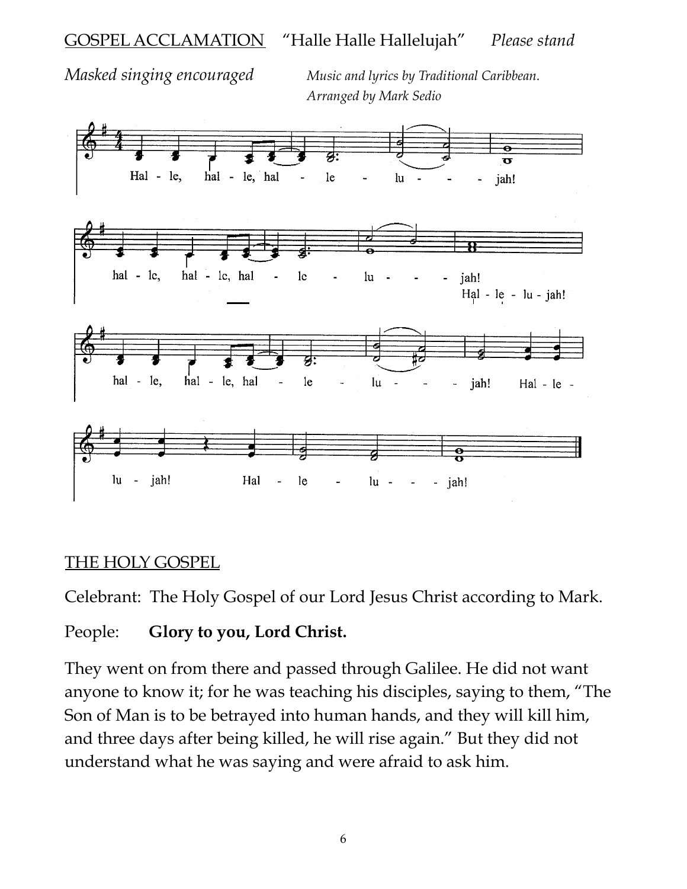GOSPEL ACCLAMATION "Halle Halle Hallelujah" *Please stand*

*Masked singing encouraged* *Music and lyrics by Traditional Caribbean. Arranged by Mark Sedio*

Hal - le, hal - le, hal - le - lu - - - jah!

hal - le, hal - le, hal - le - lu - - - jah!
Hal - le - lu - jah!

hal - le, hal - le, hal - le - lu - - - jah! Hal - le -

lu - jah! Hal - le - lu - - - jah!

THE HOLY GOSPEL

Celebrant: The Holy Gospel of our Lord Jesus Christ according to Mark.

People: **Glory to you, Lord Christ.**

They went on from there and passed through Galilee. He did not want anyone to know it; for he was teaching his disciples, saying to them, "The Son of Man is to be betrayed into human hands, and they will kill him, and three days after being killed, he will rise again." But they did not understand what he was saying and were afraid to ask him.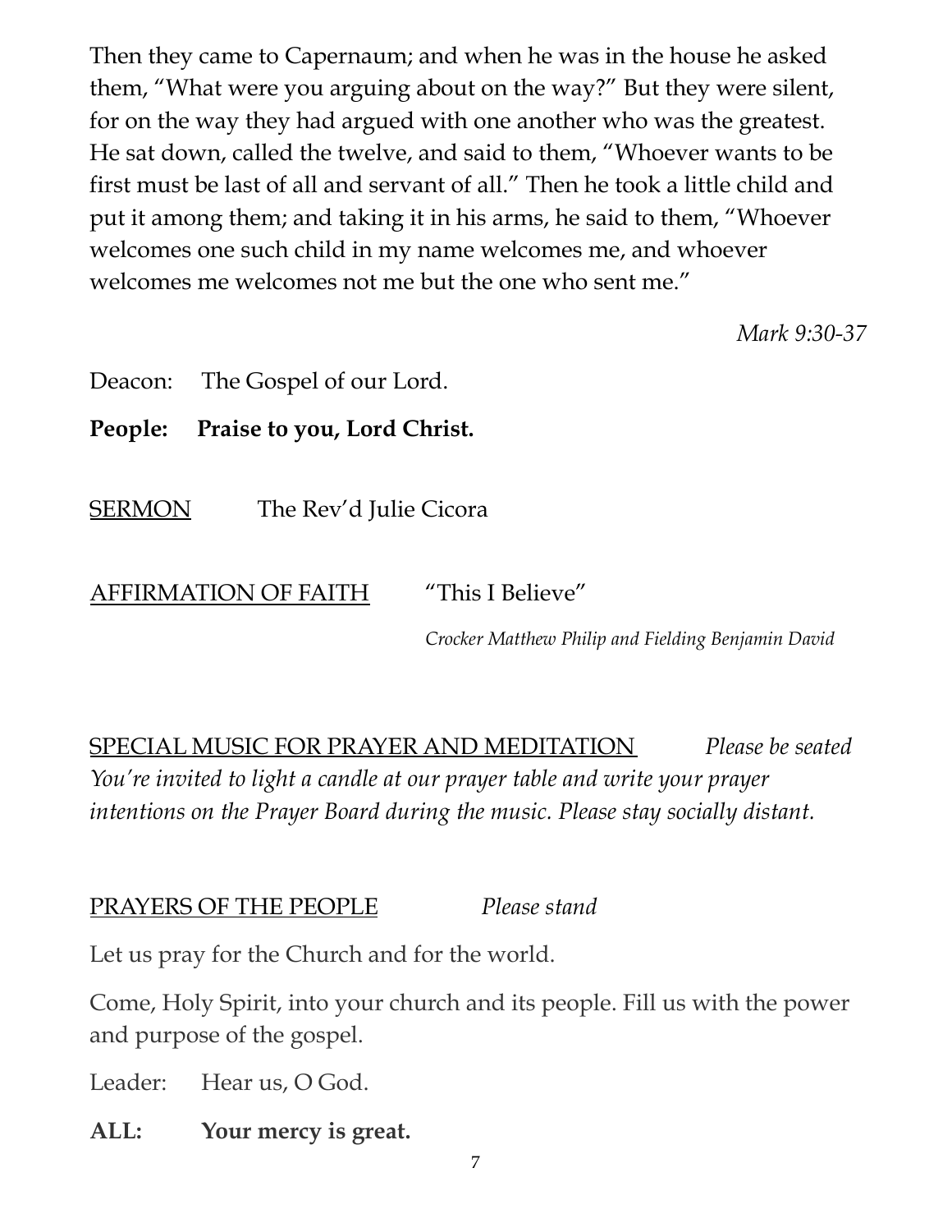Then they came to Capernaum; and when he was in the house he asked them, "What were you arguing about on the way?" But they were silent, for on the way they had argued with one another who was the greatest. He sat down, called the twelve, and said to them, "Whoever wants to be first must be last of all and servant of all." Then he took a little child and put it among them; and taking it in his arms, he said to them, "Whoever welcomes one such child in my name welcomes me, and whoever welcomes me welcomes not me but the one who sent me."

*Mark 9:30-37*

Deacon: The Gospel of our Lord.

**People: Praise to you, Lord Christ.**

<u>SERMON</u> The Rev'd Julie Cicora

<u>AFFIRMATION OF FAITH</u> "This I Believe"

*Crocker Matthew Philip and Fielding Benjamin David*

<u>SPECIAL MUSIC FOR PRAYER AND MEDITATION</u> *Please be seated*

*You're invited to light a candle at our prayer table and write your prayer intentions on the Prayer Board during the music. Please stay socially distant.*

<u>PRAYERS OF THE PEOPLE</u> *Please stand*

Let us pray for the Church and for the world.

Come, Holy Spirit, into your church and its people. Fill us with the power and purpose of the gospel.

Leader: Hear us, O God.

**ALL: Your mercy is great.**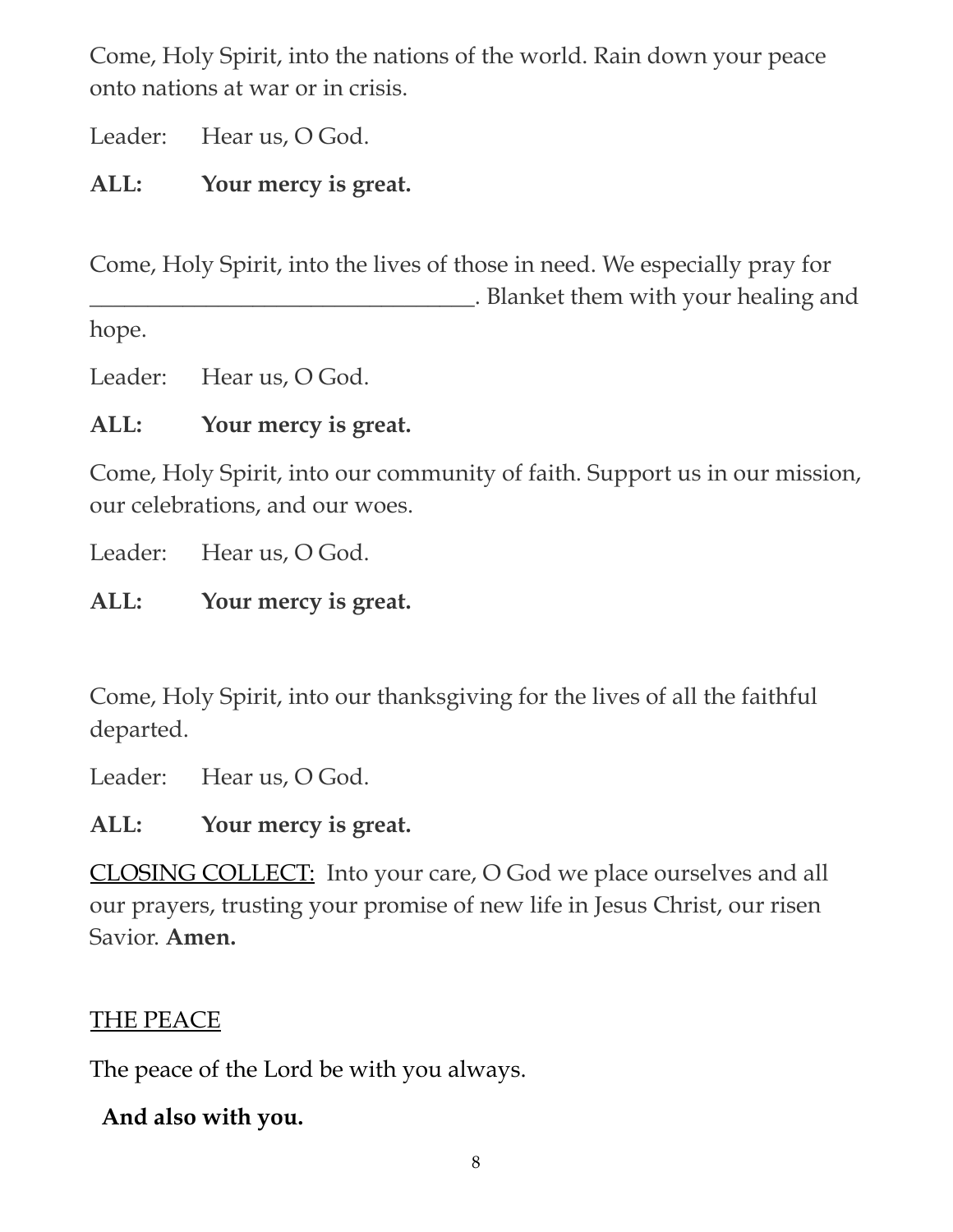Come, Holy Spirit, into the nations of the world. Rain down your peace onto nations at war or in crisis.

Leader: Hear us, O God.

**ALL: Your mercy is great.**

Come, Holy Spirit, into the lives of those in need. We especially pray for ________________________________. Blanket them with your healing and hope.

Leader: Hear us, O God.

**ALL: Your mercy is great.**

Come, Holy Spirit, into our community of faith. Support us in our mission, our celebrations, and our woes.

Leader: Hear us, O God.

**ALL: Your mercy is great.**

Come, Holy Spirit, into our thanksgiving for the lives of all the faithful departed.

Leader: Hear us, O God.

**ALL: Your mercy is great.**

<u>CLOSING COLLECT:</u> Into your care, O God we place ourselves and all our prayers, trusting your promise of new life in Jesus Christ, our risen Savior. **Amen.**

<u>THE PEACE</u>

The peace of the Lord be with you always.

**And also with you.**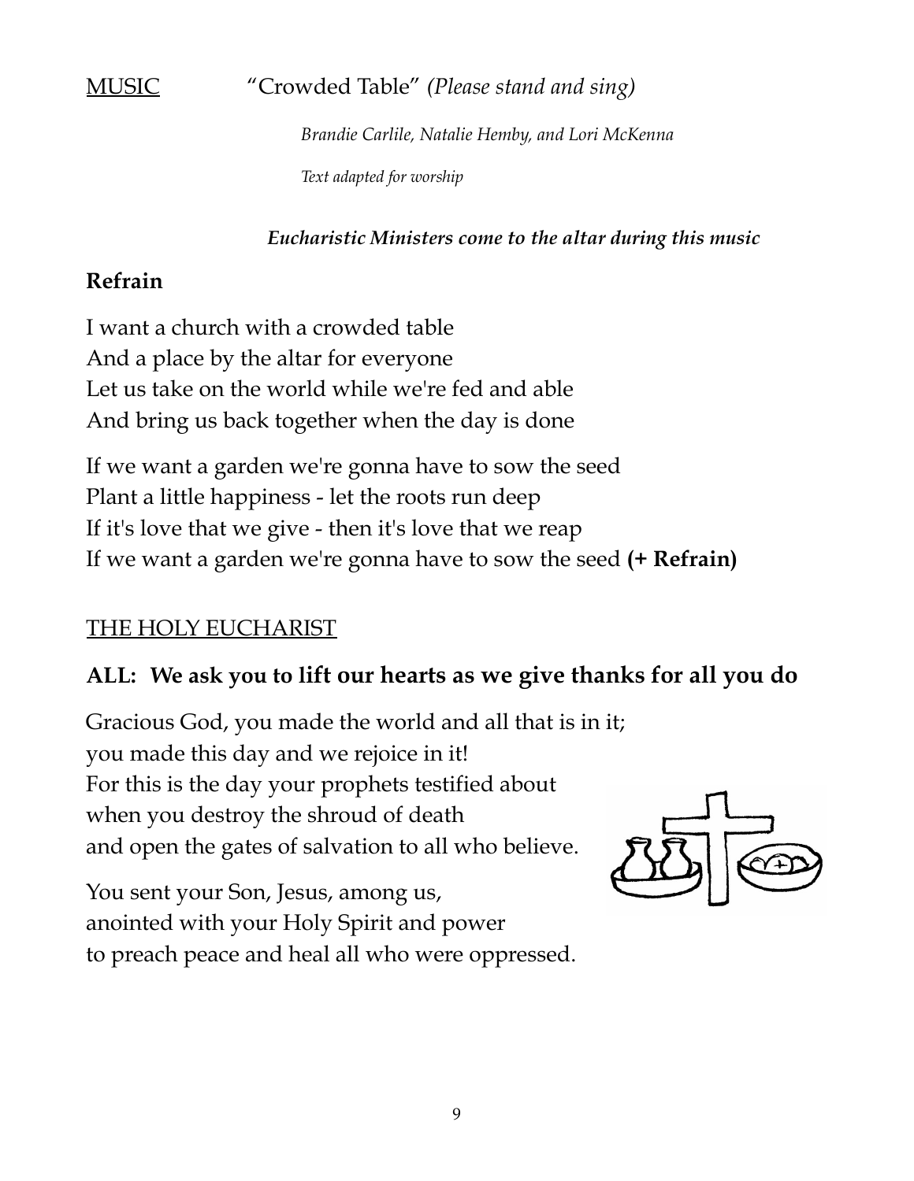MUSIC "Crowded Table" *(Please stand and sing)*

*Brandie Carlile, Natalie Hemby, and Lori McKenna*

*Text adapted for worship*

***Eucharistic Ministers come to the altar during this music***

**Refrain**

I want a church with a crowded table
And a place by the altar for everyone
Let us take on the world while we're fed and able
And bring us back together when the day is done

If we want a garden we're gonna have to sow the seed
Plant a little happiness - let the roots run deep
If it's love that we give - then it's love that we reap
If we want a garden we're gonna have to sow the seed **(+ Refrain)**

THE HOLY EUCHARIST

**ALL: We ask you to lift our hearts as we give thanks for all you do**

Gracious God, you made the world and all that is in it;
you made this day and we rejoice in it!
For this is the day your prophets testified about
when you destroy the shroud of death
and open the gates of salvation to all who believe.

You sent your Son, Jesus, among us,
anointed with your Holy Spirit and power
to preach peace and heal all who were oppressed.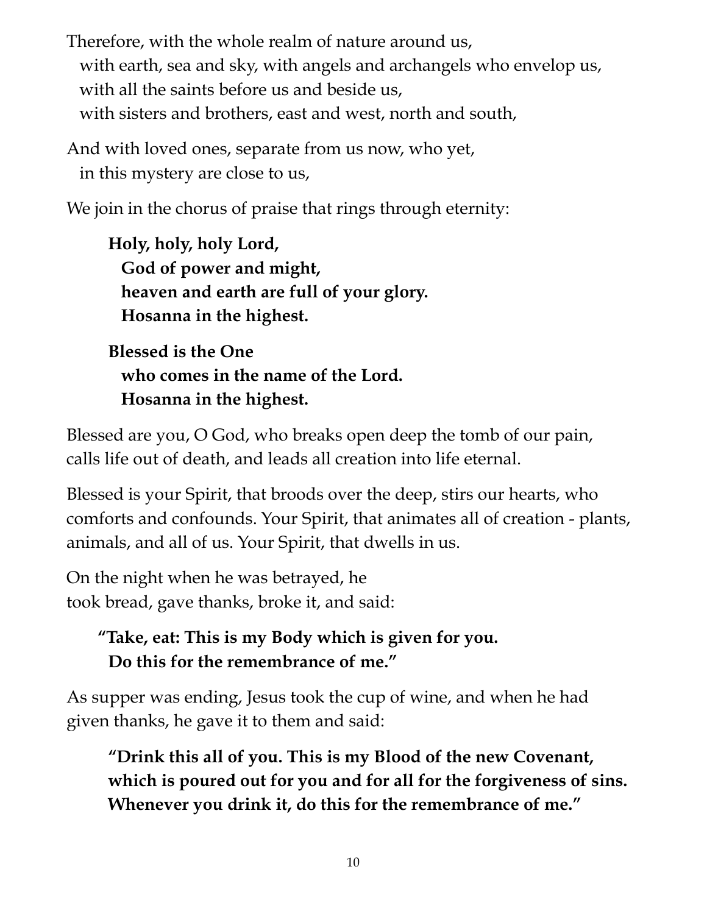Therefore, with the whole realm of nature around us,
with earth, sea and sky, with angels and archangels who envelop us,
with all the saints before us and beside us,
with sisters and brothers, east and west, north and south,

And with loved ones, separate from us now, who yet,
in this mystery are close to us,

We join in the chorus of praise that rings through eternity:

> **Holy, holy, holy Lord,**
> **God of power and might,**
> **heaven and earth are full of your glory.**
> **Hosanna in the highest.**
>
> **Blessed is the One**
> **who comes in the name of the Lord.**
> **Hosanna in the highest.**

Blessed are you, O God, who breaks open deep the tomb of our pain, calls life out of death, and leads all creation into life eternal.

Blessed is your Spirit, that broods over the deep, stirs our hearts, who comforts and confounds. Your Spirit, that animates all of creation - plants, animals, and all of us. Your Spirit, that dwells in us.

On the night when he was betrayed, he
took bread, gave thanks, broke it, and said:

> **"Take, eat: This is my Body which is given for you.**
> **Do this for the remembrance of me."**

As supper was ending, Jesus took the cup of wine, and when he had given thanks, he gave it to them and said:

> **"Drink this all of you. This is my Blood of the new Covenant, which is poured out for you and for all for the forgiveness of sins. Whenever you drink it, do this for the remembrance of me."**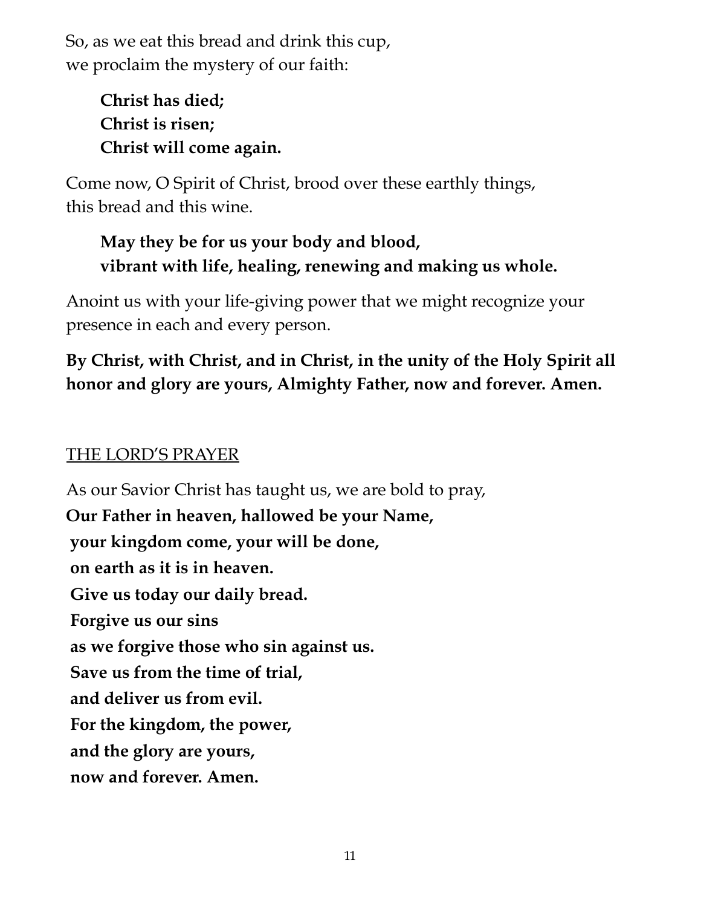So, as we eat this bread and drink this cup,
we proclaim the mystery of our faith:

> **Christ has died;**
> **Christ is risen;**
> **Christ will come again.**

Come now, O Spirit of Christ, brood over these earthly things,
this bread and this wine.

> **May they be for us your body and blood,**
> **vibrant with life, healing, renewing and making us whole.**

Anoint us with your life-giving power that we might recognize your presence in each and every person.

**By Christ, with Christ, and in Christ, in the unity of the Holy Spirit all honor and glory are yours, Almighty Father, now and forever. Amen.**

## THE LORD'S PRAYER

As our Savior Christ has taught us, we are bold to pray,
**Our Father in heaven, hallowed be your Name,**
**your kingdom come, your will be done,**
**on earth as it is in heaven.**
**Give us today our daily bread.**
**Forgive us our sins**
**as we forgive those who sin against us.**
**Save us from the time of trial,**
**and deliver us from evil.**
**For the kingdom, the power,**
**and the glory are yours,**
**now and forever. Amen.**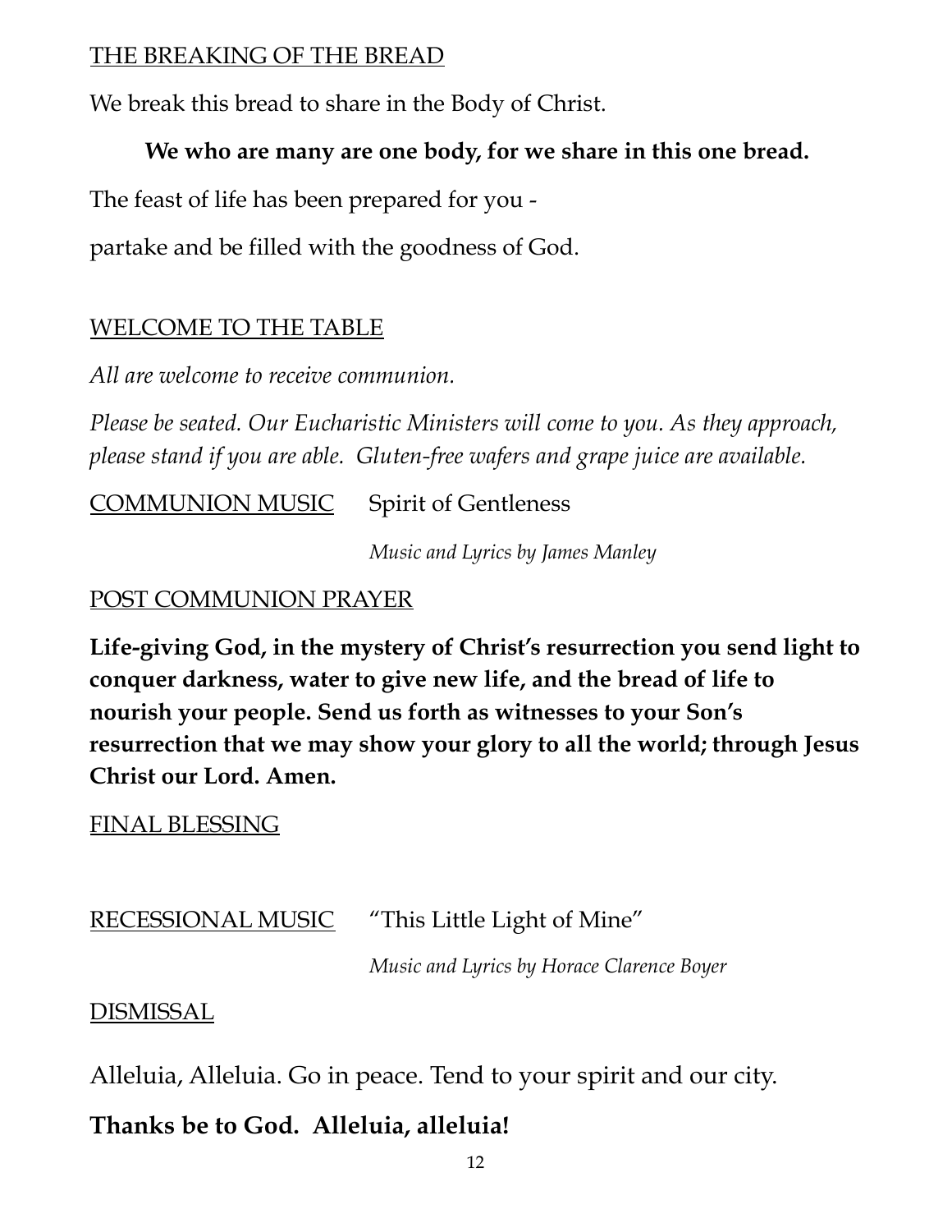THE BREAKING OF THE BREAD

We break this bread to share in the Body of Christ.

**We who are many are one body, for we share in this one bread.**

The feast of life has been prepared for you -

partake and be filled with the goodness of God.

WELCOME TO THE TABLE

*All are welcome to receive communion.*

*Please be seated. Our Eucharistic Ministers will come to you. As they approach, please stand if you are able. Gluten-free wafers and grape juice are available.*

COMMUNION MUSIC  Spirit of Gentleness

*Music and Lyrics by James Manley*

POST COMMUNION PRAYER

**Life-giving God, in the mystery of Christ's resurrection you send light to conquer darkness, water to give new life, and the bread of life to nourish your people. Send us forth as witnesses to your Son's resurrection that we may show your glory to all the world; through Jesus Christ our Lord. Amen.**

FINAL BLESSING

RECESSIONAL MUSIC  "This Little Light of Mine"

*Music and Lyrics by Horace Clarence Boyer*

DISMISSAL

Alleluia, Alleluia. Go in peace. Tend to your spirit and our city.

**Thanks be to God. Alleluia, alleluia!**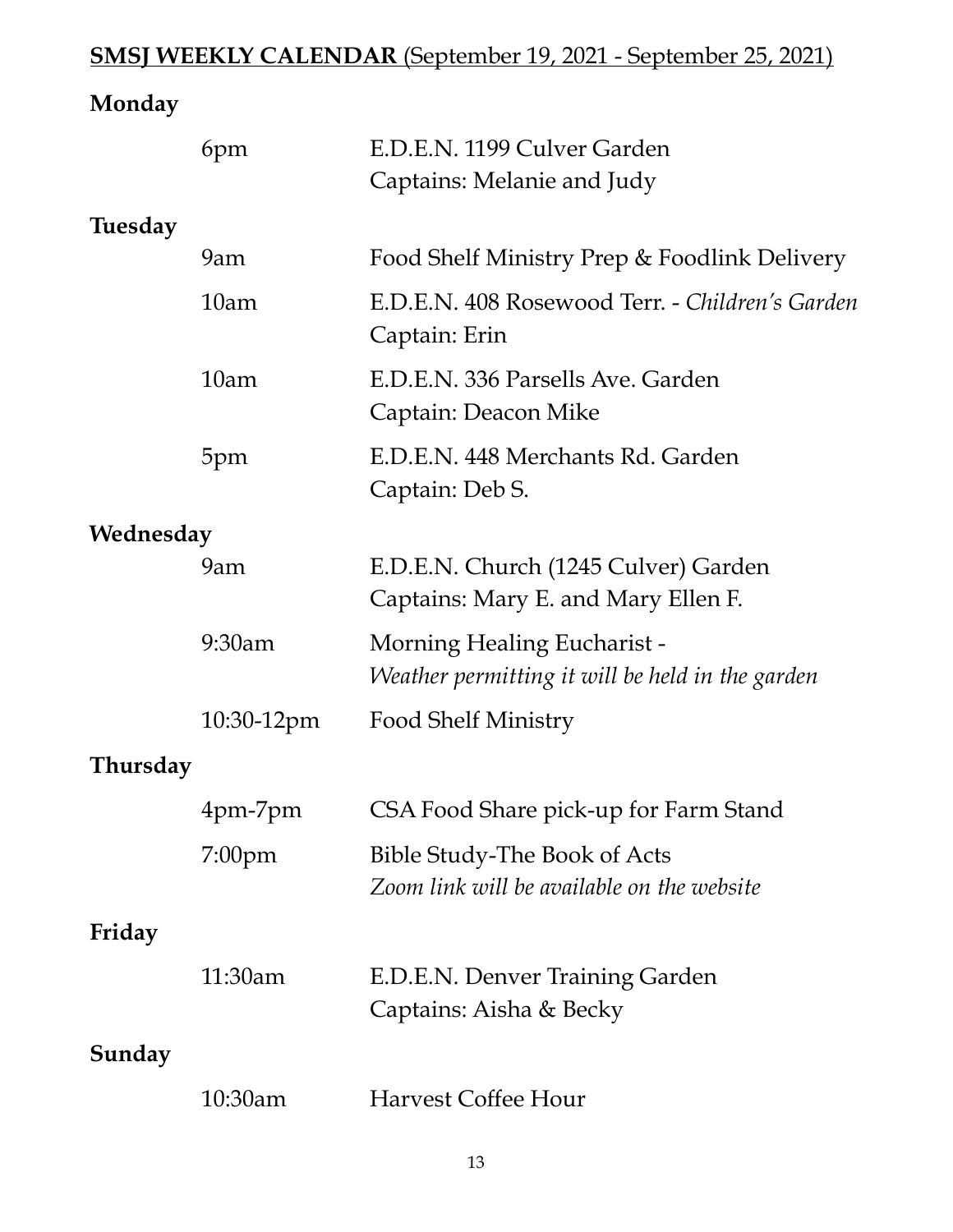## **SMSJ WEEKLY CALENDAR** (September 19, 2021 - September 25, 2021)

**Monday**

| | |
|---|---|
| 6pm | E.D.E.N. 1199 Culver Garden<br>Captains: Melanie and Judy |

**Tuesday**

| | |
|---|---|
| 9am | Food Shelf Ministry Prep & Foodlink Delivery |
| 10am | E.D.E.N. 408 Rosewood Terr. - *Children's Garden*<br>Captain: Erin |
| 10am | E.D.E.N. 336 Parsells Ave. Garden<br>Captain: Deacon Mike |
| 5pm | E.D.E.N. 448 Merchants Rd. Garden<br>Captain: Deb S. |

**Wednesday**

| | |
|---|---|
| 9am | E.D.E.N. Church (1245 Culver) Garden<br>Captains: Mary E. and Mary Ellen F. |
| 9:30am | Morning Healing Eucharist -<br>*Weather permitting it will be held in the garden* |
| 10:30-12pm | Food Shelf Ministry |

**Thursday**

| | |
|---|---|
| 4pm-7pm | CSA Food Share pick-up for Farm Stand |
| 7:00pm | Bible Study-The Book of Acts<br>*Zoom link will be available on the website* |

**Friday**

| | |
|---|---|
| 11:30am | E.D.E.N. Denver Training Garden<br>Captains: Aisha & Becky |

**Sunday**

| | |
|---|---|
| 10:30am | Harvest Coffee Hour |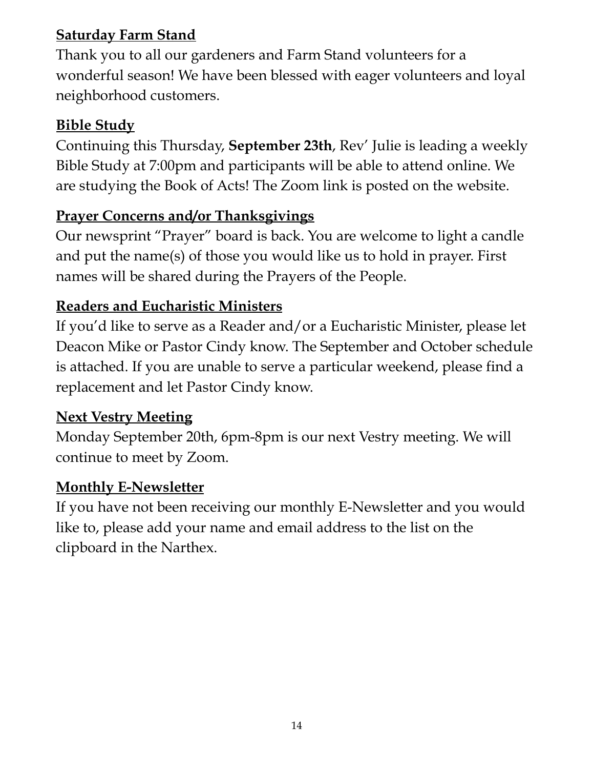**Saturday Farm Stand**

Thank you to all our gardeners and Farm Stand volunteers for a wonderful season! We have been blessed with eager volunteers and loyal neighborhood customers.

**Bible Study**

Continuing this Thursday, **September 23th**, Rev' Julie is leading a weekly Bible Study at 7:00pm and participants will be able to attend online. We are studying the Book of Acts! The Zoom link is posted on the website.

**Prayer Concerns and/or Thanksgivings**

Our newsprint "Prayer" board is back. You are welcome to light a candle and put the name(s) of those you would like us to hold in prayer. First names will be shared during the Prayers of the People.

**Readers and Eucharistic Ministers**

If you'd like to serve as a Reader and/or a Eucharistic Minister, please let Deacon Mike or Pastor Cindy know. The September and October schedule is attached. If you are unable to serve a particular weekend, please find a replacement and let Pastor Cindy know.

**Next Vestry Meeting**

Monday September 20th, 6pm-8pm is our next Vestry meeting. We will continue to meet by Zoom.

**Monthly E-Newsletter**

If you have not been receiving our monthly E-Newsletter and you would like to, please add your name and email address to the list on the clipboard in the Narthex.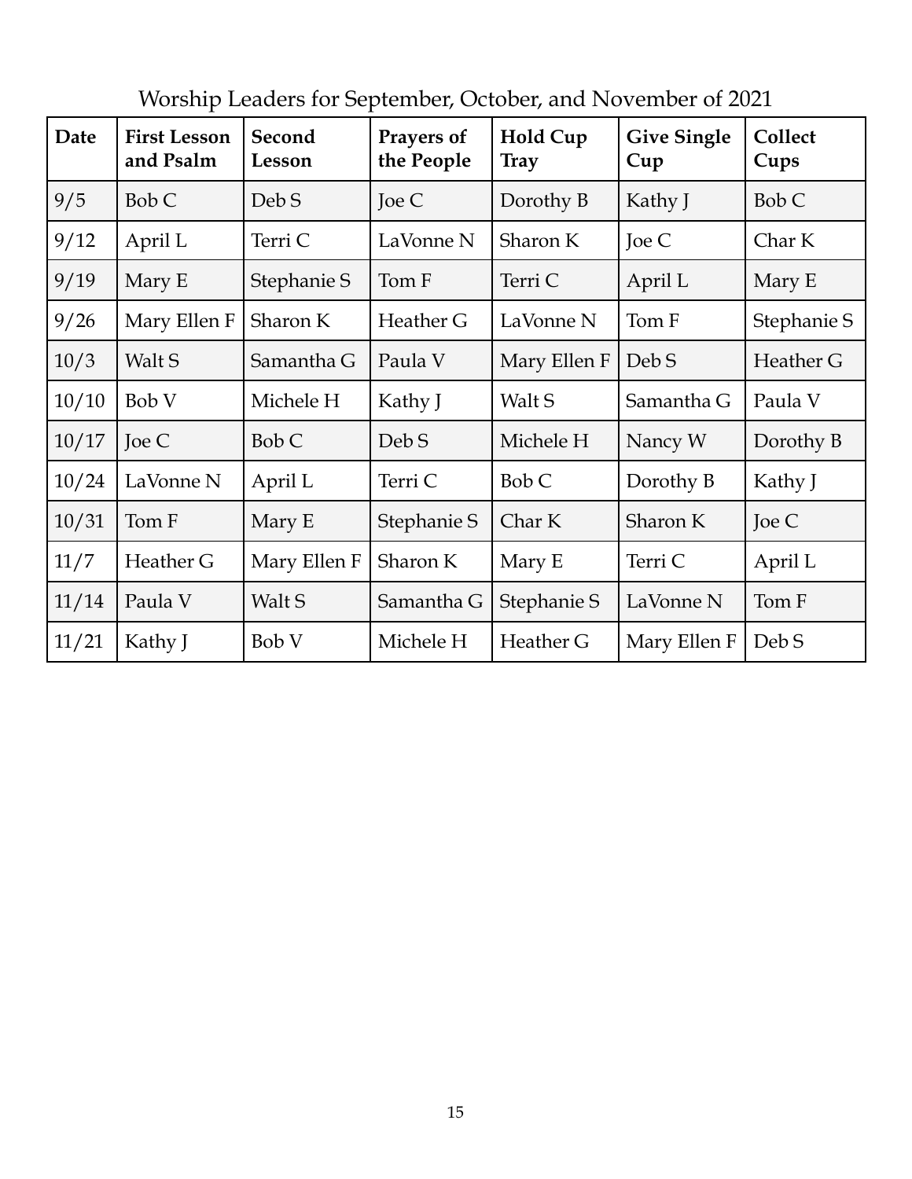Worship Leaders for September, October, and November of 2021

| Date | First Lesson and Psalm | Second Lesson | Prayers of the People | Hold Cup Tray | Give Single Cup | Collect Cups |
|---|---|---|---|---|---|---|
| 9/5 | Bob C | Deb S | Joe C | Dorothy B | Kathy J | Bob C |
| 9/12 | April L | Terri C | LaVonne N | Sharon K | Joe C | Char K |
| 9/19 | Mary E | Stephanie S | Tom F | Terri C | April L | Mary E |
| 9/26 | Mary Ellen F | Sharon K | Heather G | LaVonne N | Tom F | Stephanie S |
| 10/3 | Walt S | Samantha G | Paula V | Mary Ellen F | Deb S | Heather G |
| 10/10 | Bob V | Michele H | Kathy J | Walt S | Samantha G | Paula V |
| 10/17 | Joe C | Bob C | Deb S | Michele H | Nancy W | Dorothy B |
| 10/24 | LaVonne N | April L | Terri C | Bob C | Dorothy B | Kathy J |
| 10/31 | Tom F | Mary E | Stephanie S | Char K | Sharon K | Joe C |
| 11/7 | Heather G | Mary Ellen F | Sharon K | Mary E | Terri C | April L |
| 11/14 | Paula V | Walt S | Samantha G | Stephanie S | LaVonne N | Tom F |
| 11/21 | Kathy J | Bob V | Michele H | Heather G | Mary Ellen F | Deb S |